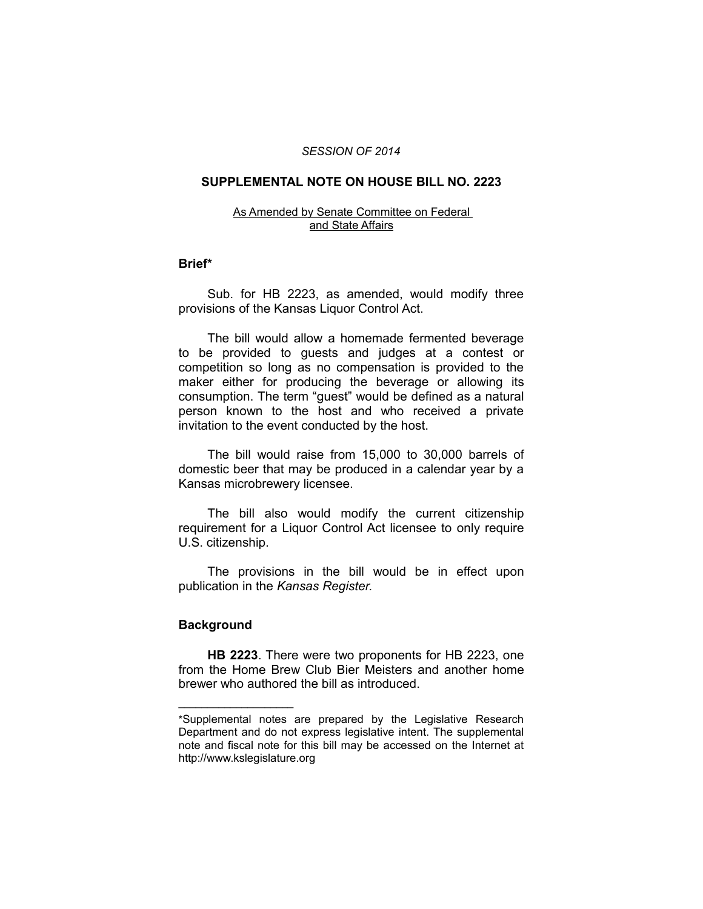*SESSION OF 2014*

# SUPPLEMENTAL NOTE ON HOUSE BILL NO. 2223

As Amended by Senate Committee on Federal and State Affairs

## Brief*

Sub. for HB 2223, as amended, would modify three provisions of the Kansas Liquor Control Act.

The bill would allow a homemade fermented beverage to be provided to guests and judges at a contest or competition so long as no compensation is provided to the maker either for producing the beverage or allowing its consumption. The term "guest" would be defined as a natural person known to the host and who received a private invitation to the event conducted by the host.

The bill would raise from 15,000 to 30,000 barrels of domestic beer that may be produced in a calendar year by a Kansas microbrewery licensee.

The bill also would modify the current citizenship requirement for a Liquor Control Act licensee to only require U.S. citizenship.

The provisions in the bill would be in effect upon publication in the *Kansas Register.*

## Background

**HB 2223**. There were two proponents for HB 2223, one from the Home Brew Club Bier Meisters and another home brewer who authored the bill as introduced.

---

*Supplemental notes are prepared by the Legislative Research Department and do not express legislative intent. The supplemental note and fiscal note for this bill may be accessed on the Internet at http://www.kslegislature.org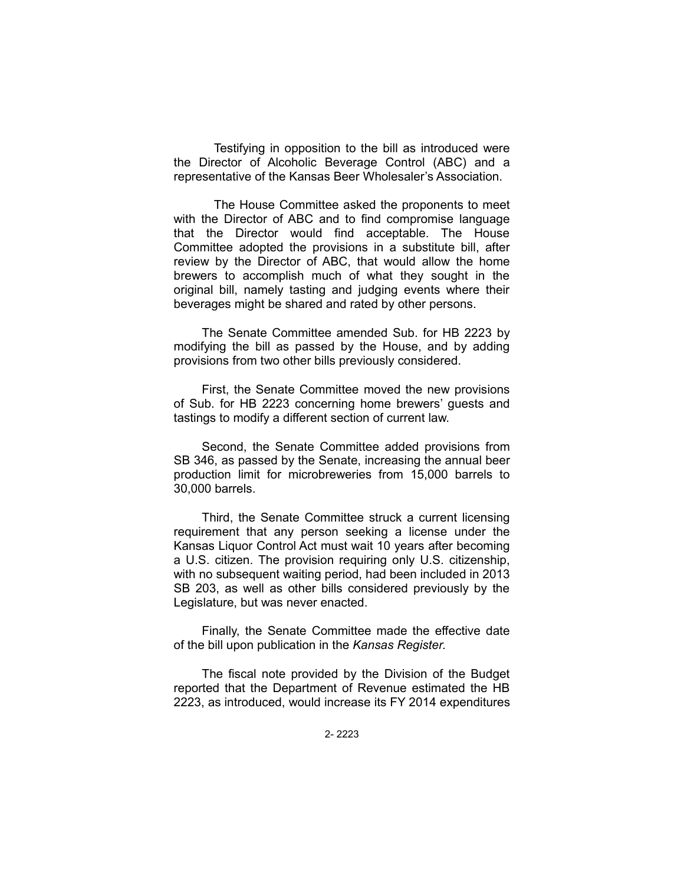Testifying in opposition to the bill as introduced were the Director of Alcoholic Beverage Control (ABC) and a representative of the Kansas Beer Wholesaler's Association.

The House Committee asked the proponents to meet with the Director of ABC and to find compromise language that the Director would find acceptable. The House Committee adopted the provisions in a substitute bill, after review by the Director of ABC, that would allow the home brewers to accomplish much of what they sought in the original bill, namely tasting and judging events where their beverages might be shared and rated by other persons.

The Senate Committee amended Sub. for HB 2223 by modifying the bill as passed by the House, and by adding provisions from two other bills previously considered.

First, the Senate Committee moved the new provisions of Sub. for HB 2223 concerning home brewers' guests and tastings to modify a different section of current law.

Second, the Senate Committee added provisions from SB 346, as passed by the Senate, increasing the annual beer production limit for microbreweries from 15,000 barrels to 30,000 barrels.

Third, the Senate Committee struck a current licensing requirement that any person seeking a license under the Kansas Liquor Control Act must wait 10 years after becoming a U.S. citizen. The provision requiring only U.S. citizenship, with no subsequent waiting period, had been included in 2013 SB 203, as well as other bills considered previously by the Legislature, but was never enacted.

Finally, the Senate Committee made the effective date of the bill upon publication in the *Kansas Register*.

The fiscal note provided by the Division of the Budget reported that the Department of Revenue estimated the HB 2223, as introduced, would increase its FY 2014 expenditures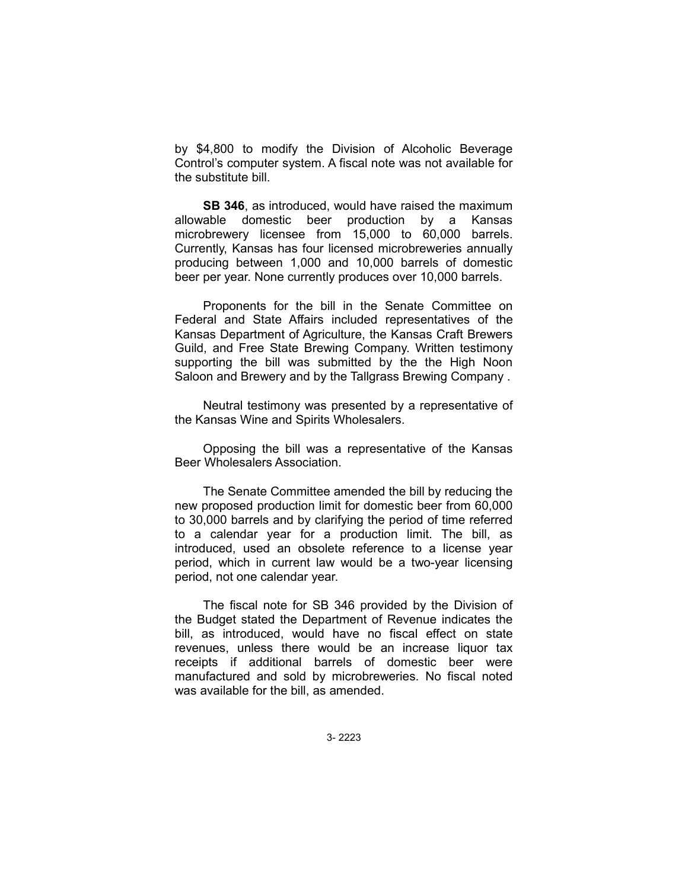by $4,800 to modify the Division of Alcoholic Beverage Control's computer system. A fiscal note was not available for the substitute bill.

**SB 346**, as introduced, would have raised the maximum allowable domestic beer production by a Kansas microbrewery licensee from 15,000 to 60,000 barrels. Currently, Kansas has four licensed microbreweries annually producing between 1,000 and 10,000 barrels of domestic beer per year. None currently produces over 10,000 barrels.

Proponents for the bill in the Senate Committee on Federal and State Affairs included representatives of the Kansas Department of Agriculture, the Kansas Craft Brewers Guild, and Free State Brewing Company. Written testimony supporting the bill was submitted by the the High Noon Saloon and Brewery and by the Tallgrass Brewing Company .

Neutral testimony was presented by a representative of the Kansas Wine and Spirits Wholesalers.

Opposing the bill was a representative of the Kansas Beer Wholesalers Association.

The Senate Committee amended the bill by reducing the new proposed production limit for domestic beer from 60,000 to 30,000 barrels and by clarifying the period of time referred to a calendar year for a production limit. The bill, as introduced, used an obsolete reference to a license year period, which in current law would be a two-year licensing period, not one calendar year.

The fiscal note for SB 346 provided by the Division of the Budget stated the Department of Revenue indicates the bill, as introduced, would have no fiscal effect on state revenues, unless there would be an increase liquor tax receipts if additional barrels of domestic beer were manufactured and sold by microbreweries. No fiscal noted was available for the bill, as amended.